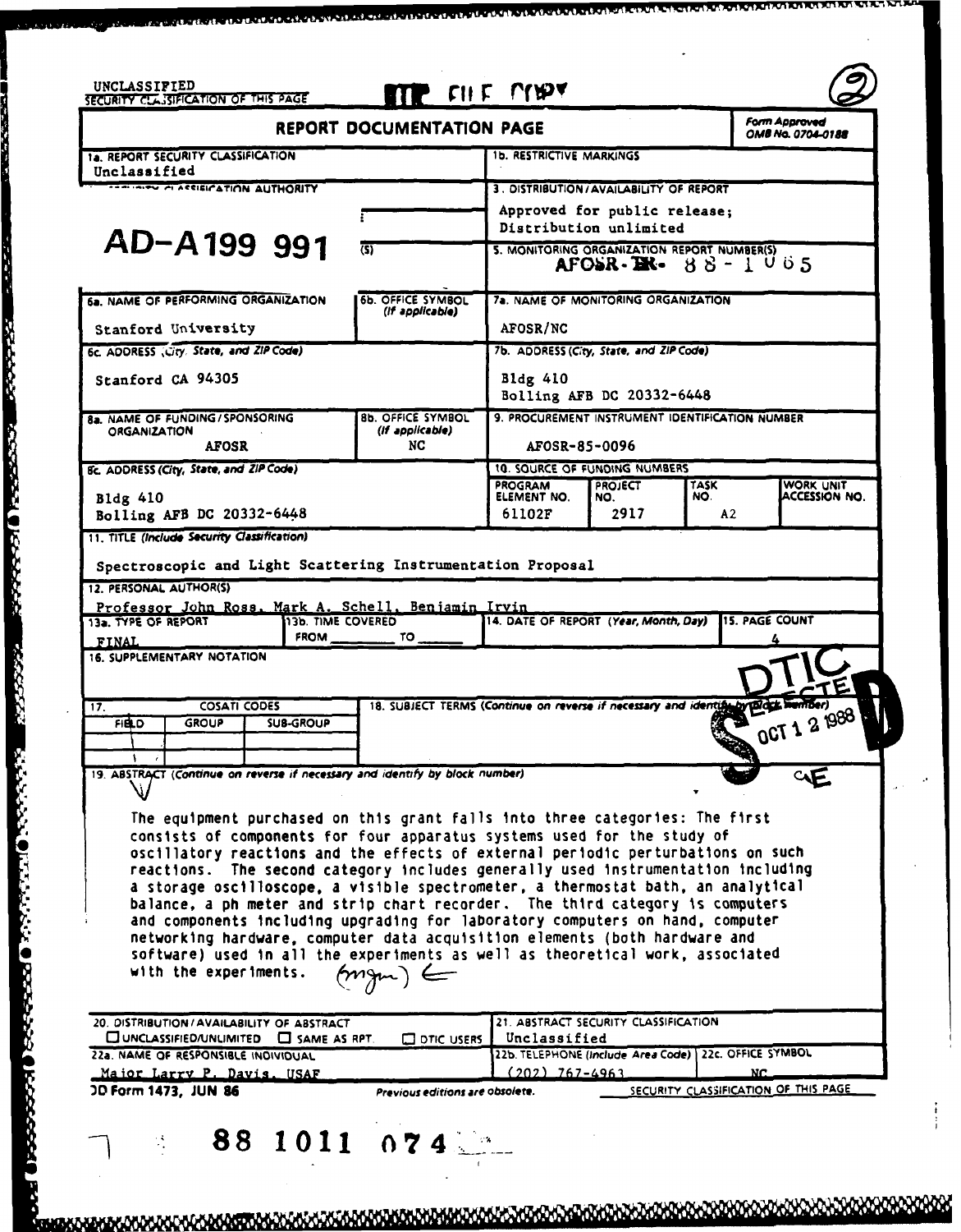UNCLASSIFIED
SECURITY CLASSIFICATION OF THIS PAGE

DTIC FILE COPY

(2)

# REPORT DOCUMENTATION PAGE

Form Approved OMB No. 0704-0188

| | |
|---|---|
| 1a. REPORT SECURITY CLASSIFICATION: Unclassified | 1b. RESTRICTIVE MARKINGS |
| 2a. SECURITY CLASSIFICATION AUTHORITY | 3. DISTRIBUTION/AVAILABILITY OF REPORT: Approved for public release; Distribution unlimited |
| AD-A199 991 | 5. MONITORING ORGANIZATION REPORT NUMBER(S): AFOSR-TR- 88-1065 |
| 6a. NAME OF PERFORMING ORGANIZATION: Stanford University / 6b. OFFICE SYMBOL (If applicable) | 7a. NAME OF MONITORING ORGANIZATION: AFOSR/NC |
| 6c. ADDRESS (City, State, and ZIP Code): Stanford CA 94305 | 7b. ADDRESS (City, State, and ZIP Code): Bldg 410, Bolling AFB DC 20332-6448 |
| 8a. NAME OF FUNDING/SPONSORING ORGANIZATION: AFOSR / 8b. OFFICE SYMBOL (If applicable): NC | 9. PROCUREMENT INSTRUMENT IDENTIFICATION NUMBER: AFOSR-85-0096 |
| 8c. ADDRESS (City, State, and ZIP Code): Bldg 410, Bolling AFB DC 20332-6448 | 10. SOURCE OF FUNDING NUMBERS: PROGRAM ELEMENT NO. 61102F; PROJECT NO. 2917; TASK NO. A2; WORK UNIT ACCESSION NO. |

11. TITLE (Include Security Classification)

Spectroscopic and Light Scattering Instrumentation Proposal

12. PERSONAL AUTHOR(S)

Professor John Ross, Mark A. Schell, Benjamin Irvin

| 13a. TYPE OF REPORT | 13b. TIME COVERED | 14. DATE OF REPORT (Year, Month, Day) | 15. PAGE COUNT |
|---|---|---|---|
| FINAL | FROM ______ TO ______ | | 4 |

16. SUPPLEMENTARY NOTATION

| 17. COSATI CODES | | | 18. SUBJECT TERMS (Continue on reverse if necessary and identify by block number) |
|---|---|---|---|
| FIELD | GROUP | SUB-GROUP | |

DTIC ELECTE OCT 12 1988

19. ABSTRACT (Continue on reverse if necessary and identify by block number)

The equipment purchased on this grant falls into three categories: The first consists of components for four apparatus systems used for the study of oscillatory reactions and the effects of external periodic perturbations on such reactions. The second category includes generally used instrumentation including a storage oscilloscope, a visible spectrometer, a thermostat bath, an analytical balance, a ph meter and strip chart recorder. The third category is computers and components including upgrading for laboratory computers on hand, computer networking hardware, computer data acquisition elements (both hardware and software) used in all the experiments as well as theoretical work, associated with the experiments.

| | |
|---|---|
| 20. DISTRIBUTION/AVAILABILITY OF ABSTRACT: ☐ UNCLASSIFIED/UNLIMITED ☐ SAME AS RPT. ☐ DTIC USERS | 21. ABSTRACT SECURITY CLASSIFICATION: Unclassified |
| 22a. NAME OF RESPONSIBLE INDIVIDUAL: Major Larry P. Davis, USAF | 22b. TELEPHONE (Include Area Code): (202) 767-4963 / 22c. OFFICE SYMBOL: NC |

DD Form 1473, JUN 86 — Previous editions are obsolete. — SECURITY CLASSIFICATION OF THIS PAGE

88 1011 074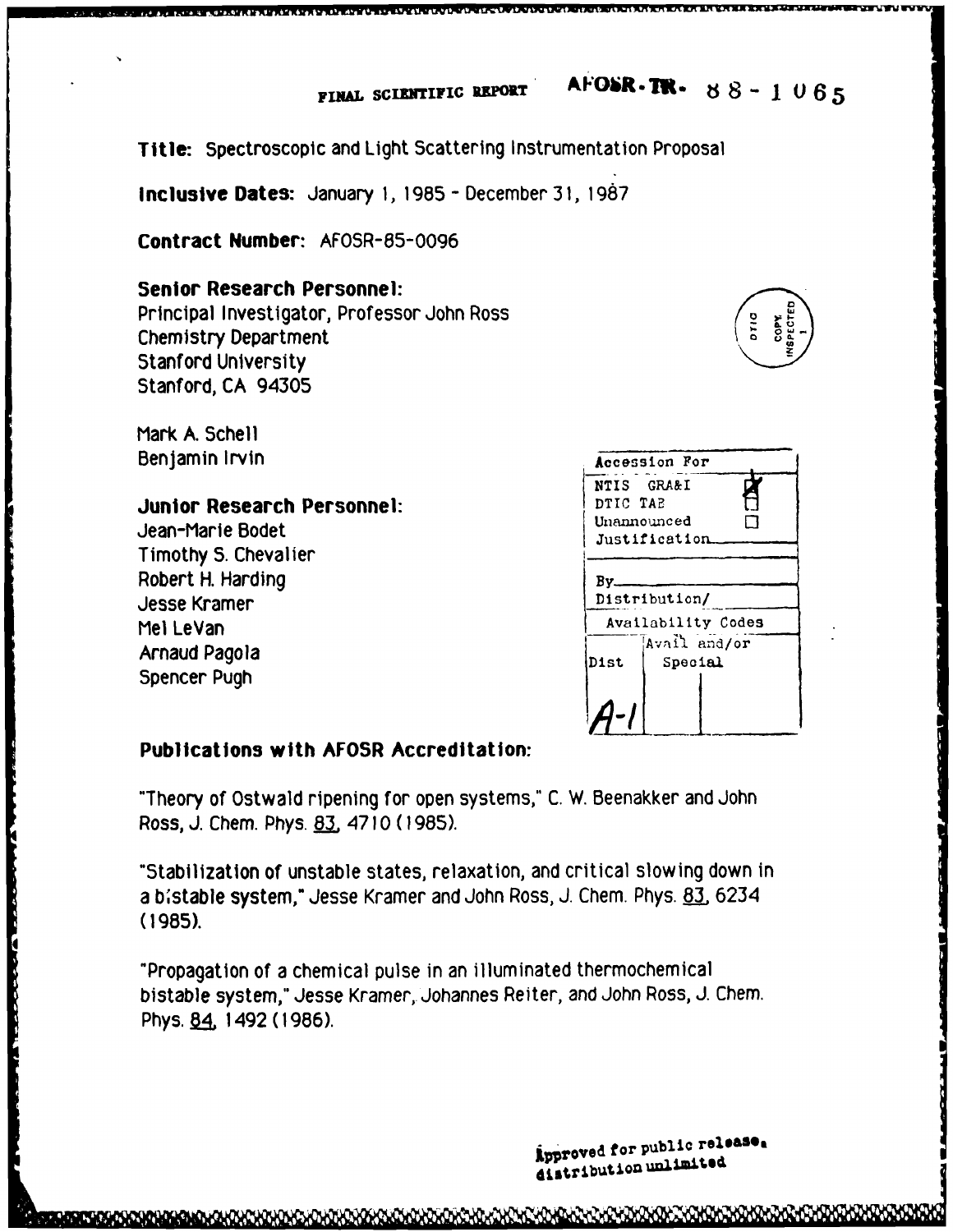FINAL SCIENTIFIC REPORT AFOSR-TR- 88-1065

**Title:** Spectroscopic and Light Scattering Instrumentation Proposal

**Inclusive Dates:** January 1, 1985 - December 31, 1987

**Contract Number:** AFOSR-85-0096

**Senior Research Personnel:**
Principal Investigator, Professor John Ross
Chemistry Department
Stanford University
Stanford, CA 94305

Mark A. Schell
Benjamin Irvin

**Junior Research Personnel:**
Jean-Marie Bodet
Timothy S. Chevalier
Robert H. Harding
Jesse Kramer
Mel LeVan
Arnaud Pagola
Spencer Pugh

| Accession For | |
|---|---|
| NTIS GRA&I | X |
| DTIC TAB | ☐ |
| Unannounced | ☐ |
| Justification | |
| By | |
| Distribution/ | |
| Availability Codes | |
| Dist | Avail and/or Special |
| A-1 | |

**Publications with AFOSR Accreditation:**

"Theory of Ostwald ripening for open systems," C. W. Beenakker and John Ross, J. Chem. Phys. 83, 4710 (1985).

"Stabilization of unstable states, relaxation, and critical slowing down in a bistable system," Jesse Kramer and John Ross, J. Chem. Phys. 83, 6234 (1985).

"Propagation of a chemical pulse in an illuminated thermochemical bistable system," Jesse Kramer, Johannes Reiter, and John Ross, J. Chem. Phys. 84, 1492 (1986).

Approved for public release, distribution unlimited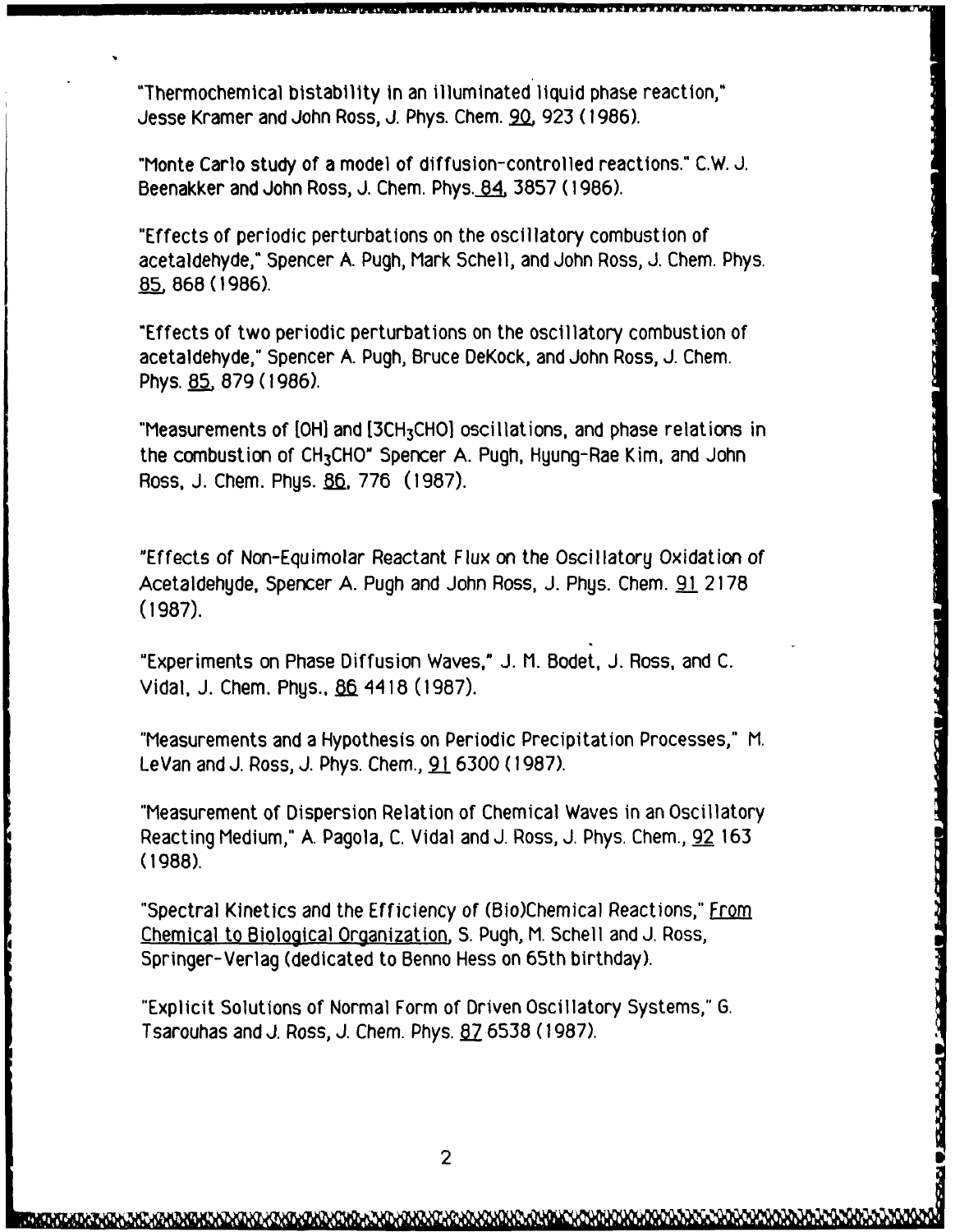"Thermochemical bistability in an illuminated liquid phase reaction," Jesse Kramer and John Ross, J. Phys. Chem. 90, 923 (1986).

"Monte Carlo study of a model of diffusion-controlled reactions." C.W. J. Beenakker and John Ross, J. Chem. Phys. 84, 3857 (1986).

"Effects of periodic perturbations on the oscillatory combustion of acetaldehyde," Spencer A. Pugh, Mark Schell, and John Ross, J. Chem. Phys. 85, 868 (1986).

"Effects of two periodic perturbations on the oscillatory combustion of acetaldehyde," Spencer A. Pugh, Bruce DeKock, and John Ross, J. Chem. Phys. 85, 879 (1986).

"Measurements of [OH] and [$3CH_3CHO$] oscillations, and phase relations in the combustion of $CH_3CHO$" Spencer A. Pugh, Hyung-Rae Kim, and John Ross, J. Chem. Phys. 86, 776 (1987).

"Effects of Non-Equimolar Reactant Flux on the Oscillatory Oxidation of Acetaldehyde, Spencer A. Pugh and John Ross, J. Phys. Chem. 91 2178 (1987).

"Experiments on Phase Diffusion Waves," J. M. Bodet, J. Ross, and C. Vidal, J. Chem. Phys., 86 4418 (1987).

"Measurements and a Hypothesis on Periodic Precipitation Processes," M. LeVan and J. Ross, J. Phys. Chem., 91 6300 (1987).

"Measurement of Dispersion Relation of Chemical Waves in an Oscillatory Reacting Medium," A. Pagola, C. Vidal and J. Ross, J. Phys. Chem., 92 163 (1988).

"Spectral Kinetics and the Efficiency of (Bio)Chemical Reactions," From Chemical to Biological Organization, S. Pugh, M. Schell and J. Ross, Springer-Verlag (dedicated to Benno Hess on 65th birthday).

"Explicit Solutions of Normal Form of Driven Oscillatory Systems," G. Tsarouhas and J. Ross, J. Chem. Phys. 87 6538 (1987).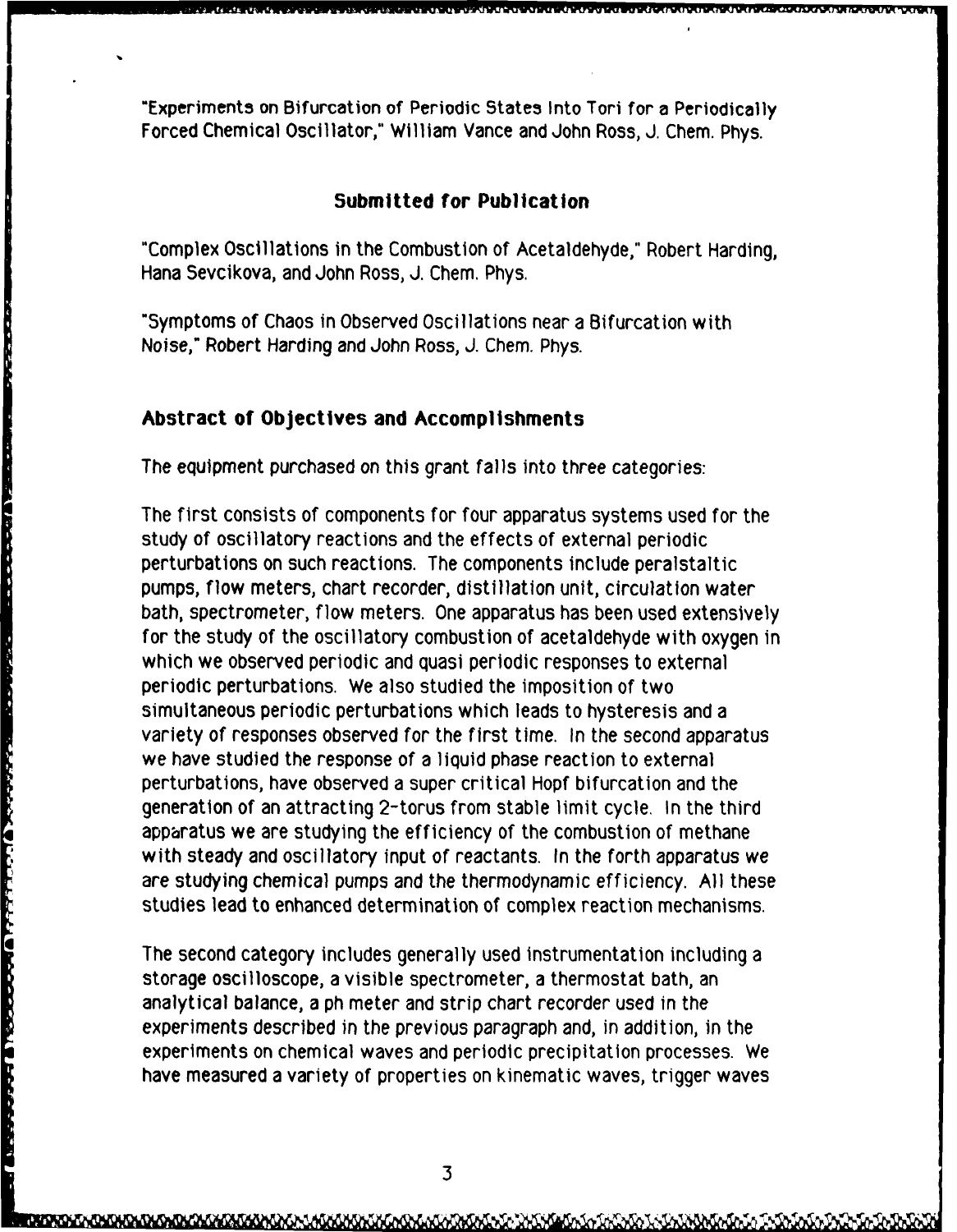"Experiments on Bifurcation of Periodic States Into Tori for a Periodically Forced Chemical Oscillator," William Vance and John Ross, J. Chem. Phys.

### Submitted for Publication

"Complex Oscillations in the Combustion of Acetaldehyde," Robert Harding, Hana Sevcikova, and John Ross, J. Chem. Phys.

"Symptoms of Chaos in Observed Oscillations near a Bifurcation with Noise," Robert Harding and John Ross, J. Chem. Phys.

## Abstract of Objectives and Accomplishments

The equipment purchased on this grant falls into three categories:

The first consists of components for four apparatus systems used for the study of oscillatory reactions and the effects of external periodic perturbations on such reactions. The components include peralstaltic pumps, flow meters, chart recorder, distillation unit, circulation water bath, spectrometer, flow meters. One apparatus has been used extensively for the study of the oscillatory combustion of acetaldehyde with oxygen in which we observed periodic and quasi periodic responses to external periodic perturbations. We also studied the imposition of two simultaneous periodic perturbations which leads to hysteresis and a variety of responses observed for the first time. In the second apparatus we have studied the response of a liquid phase reaction to external perturbations, have observed a super critical Hopf bifurcation and the generation of an attracting 2-torus from stable limit cycle. In the third apparatus we are studying the efficiency of the combustion of methane with steady and oscillatory input of reactants. In the forth apparatus we are studying chemical pumps and the thermodynamic efficiency. All these studies lead to enhanced determination of complex reaction mechanisms.

The second category includes generally used instrumentation including a storage oscilloscope, a visible spectrometer, a thermostat bath, an analytical balance, a ph meter and strip chart recorder used in the experiments described in the previous paragraph and, in addition, in the experiments on chemical waves and periodic precipitation processes. We have measured a variety of properties on kinematic waves, trigger waves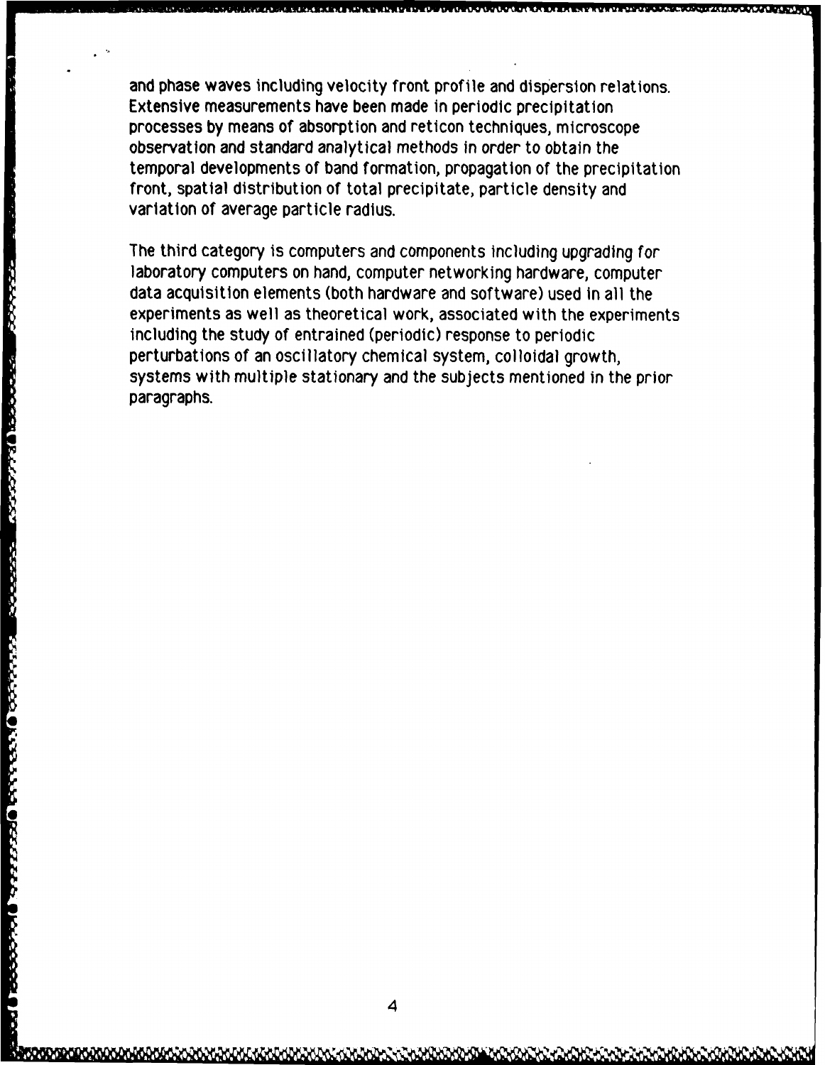and phase waves including velocity front profile and dispersion relations. Extensive measurements have been made in periodic precipitation processes by means of absorption and reticon techniques, microscope observation and standard analytical methods in order to obtain the temporal developments of band formation, propagation of the precipitation front, spatial distribution of total precipitate, particle density and variation of average particle radius.

The third category is computers and components including upgrading for laboratory computers on hand, computer networking hardware, computer data acquisition elements (both hardware and software) used in all the experiments as well as theoretical work, associated with the experiments including the study of entrained (periodic) response to periodic perturbations of an oscillatory chemical system, colloidal growth, systems with multiple stationary and the subjects mentioned in the prior paragraphs.